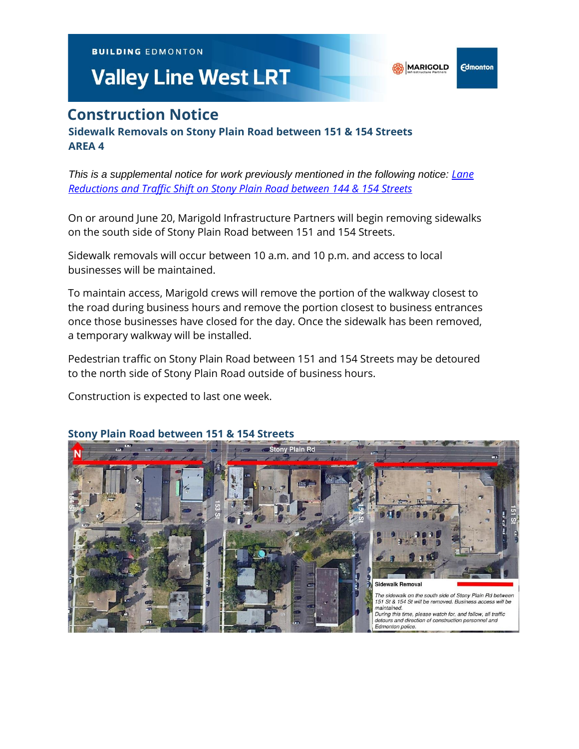BUILDING EDMONTON

# Valley Line West LRT

## Construction Notice

### Sidewalk Removals on Stony Plain Road between 151 & 154 Streets
### AREA 4

*This is a supplemental notice for work previously mentioned in the following notice: [Lane Reductions and Traffic Shift on Stony Plain Road between 144 & 154 Streets]*

On or around June 20, Marigold Infrastructure Partners will begin removing sidewalks on the south side of Stony Plain Road between 151 and 154 Streets.

Sidewalk removals will occur between 10 a.m. and 10 p.m. and access to local businesses will be maintained.

To maintain access, Marigold crews will remove the portion of the walkway closest to the road during business hours and remove the portion closest to business entrances once those businesses have closed for the day. Once the sidewalk has been removed, a temporary walkway will be installed.

Pedestrian traffic on Stony Plain Road between 151 and 154 Streets may be detoured to the north side of Stony Plain Road outside of business hours.

Construction is expected to last one week.

### Stony Plain Road between 151 & 154 Streets

**Sidewalk Removal**

*The sidewalk on the south side of Stony Plain Rd between 151 St & 154 St will be removed. Business access will be maintained.*
*During this time, please watch for, and follow, all traffic detours and direction of construction personnel and Edmonton police.*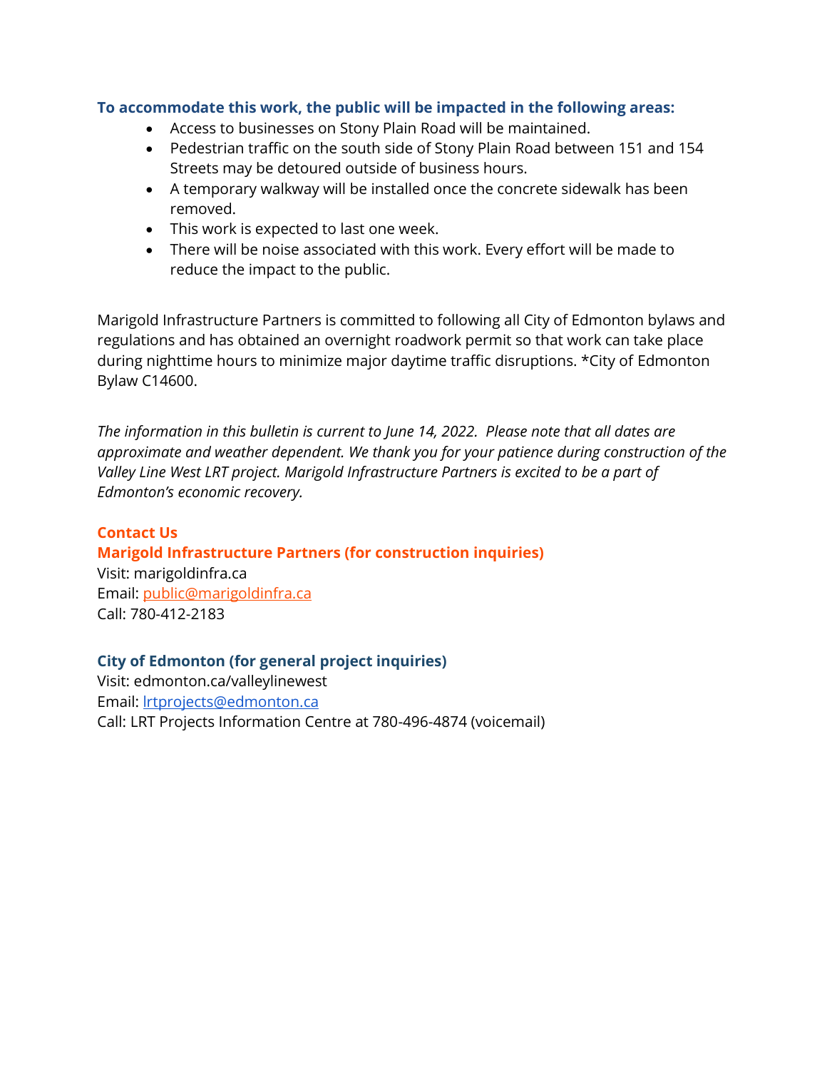**To accommodate this work, the public will be impacted in the following areas:**

- Access to businesses on Stony Plain Road will be maintained.
- Pedestrian traffic on the south side of Stony Plain Road between 151 and 154 Streets may be detoured outside of business hours.
- A temporary walkway will be installed once the concrete sidewalk has been removed.
- This work is expected to last one week.
- There will be noise associated with this work. Every effort will be made to reduce the impact to the public.

Marigold Infrastructure Partners is committed to following all City of Edmonton bylaws and regulations and has obtained an overnight roadwork permit so that work can take place during nighttime hours to minimize major daytime traffic disruptions. *City of Edmonton Bylaw C14600.

*The information in this bulletin is current to June 14, 2022. Please note that all dates are approximate and weather dependent. We thank you for your patience during construction of the Valley Line West LRT project. Marigold Infrastructure Partners is excited to be a part of Edmonton's economic recovery.*

**Contact Us**

**Marigold Infrastructure Partners (for construction inquiries)**

Visit: marigoldinfra.ca
Email: public@marigoldinfra.ca
Call: 780-412-2183

**City of Edmonton (for general project inquiries)**

Visit: edmonton.ca/valleylinewest
Email: lrtprojects@edmonton.ca
Call: LRT Projects Information Centre at 780-496-4874 (voicemail)